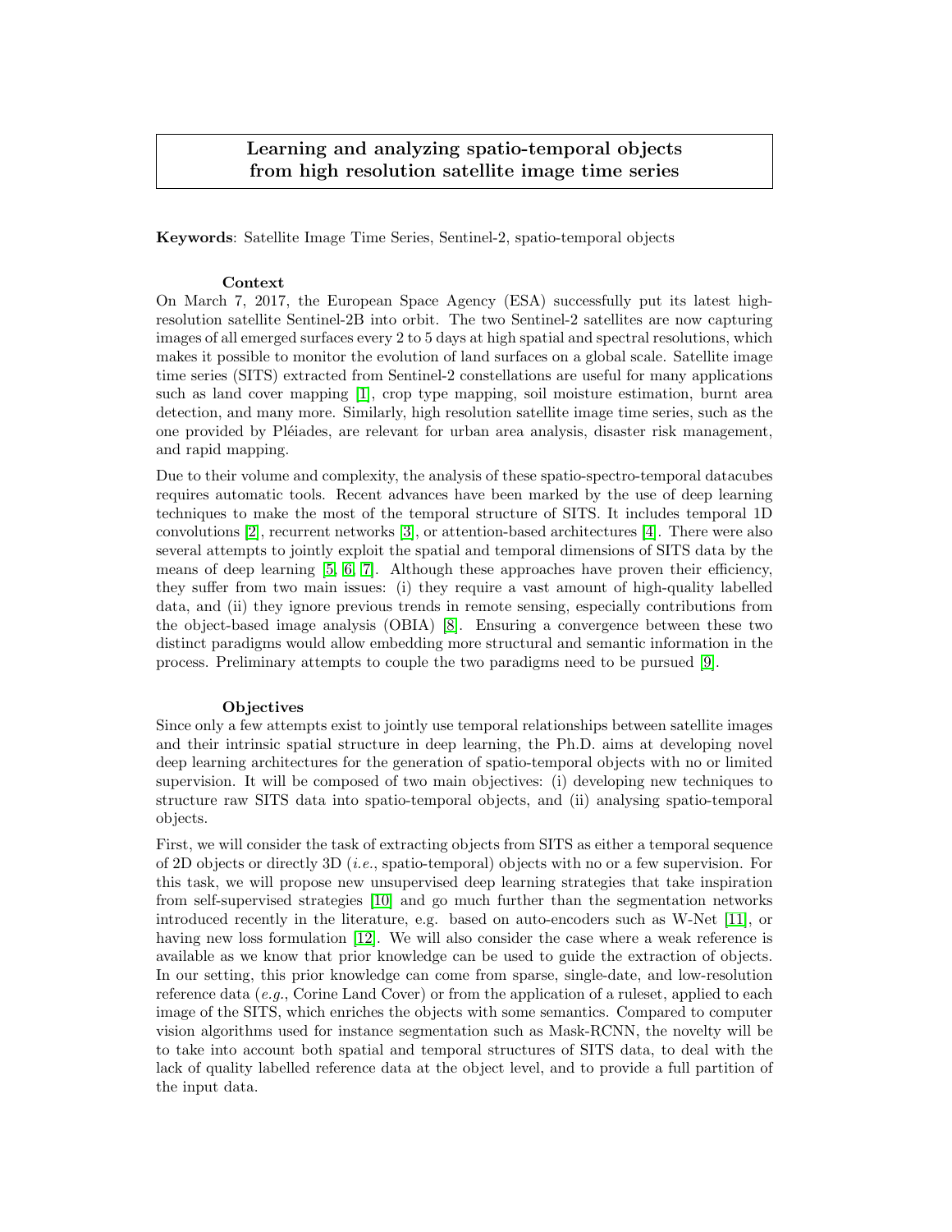# Learning and analyzing spatio-temporal objects from high resolution satellite image time series

**Keywords**: Satellite Image Time Series, Sentinel-2, spatio-temporal objects

## Context

On March 7, 2017, the European Space Agency (ESA) successfully put its latest high-resolution satellite Sentinel-2B into orbit. The two Sentinel-2 satellites are now capturing images of all emerged surfaces every 2 to 5 days at high spatial and spectral resolutions, which makes it possible to monitor the evolution of land surfaces on a global scale. Satellite image time series (SITS) extracted from Sentinel-2 constellations are useful for many applications such as land cover mapping [1], crop type mapping, soil moisture estimation, burnt area detection, and many more. Similarly, high resolution satellite image time series, such as the one provided by Pléiades, are relevant for urban area analysis, disaster risk management, and rapid mapping.

Due to their volume and complexity, the analysis of these spatio-spectro-temporal datacubes requires automatic tools. Recent advances have been marked by the use of deep learning techniques to make the most of the temporal structure of SITS. It includes temporal 1D convolutions [2], recurrent networks [3], or attention-based architectures [4]. There were also several attempts to jointly exploit the spatial and temporal dimensions of SITS data by the means of deep learning [5, 6, 7]. Although these approaches have proven their efficiency, they suffer from two main issues: (i) they require a vast amount of high-quality labelled data, and (ii) they ignore previous trends in remote sensing, especially contributions from the object-based image analysis (OBIA) [8]. Ensuring a convergence between these two distinct paradigms would allow embedding more structural and semantic information in the process. Preliminary attempts to couple the two paradigms need to be pursued [9].

## Objectives

Since only a few attempts exist to jointly use temporal relationships between satellite images and their intrinsic spatial structure in deep learning, the Ph.D. aims at developing novel deep learning architectures for the generation of spatio-temporal objects with no or limited supervision. It will be composed of two main objectives: (i) developing new techniques to structure raw SITS data into spatio-temporal objects, and (ii) analysing spatio-temporal objects.

First, we will consider the task of extracting objects from SITS as either a temporal sequence of 2D objects or directly 3D (*i.e.*, spatio-temporal) objects with no or a few supervision. For this task, we will propose new unsupervised deep learning strategies that take inspiration from self-supervised strategies [10] and go much further than the segmentation networks introduced recently in the literature, e.g. based on auto-encoders such as W-Net [11], or having new loss formulation [12]. We will also consider the case where a weak reference is available as we know that prior knowledge can be used to guide the extraction of objects. In our setting, this prior knowledge can come from sparse, single-date, and low-resolution reference data (*e.g.*, Corine Land Cover) or from the application of a ruleset, applied to each image of the SITS, which enriches the objects with some semantics. Compared to computer vision algorithms used for instance segmentation such as Mask-RCNN, the novelty will be to take into account both spatial and temporal structures of SITS data, to deal with the lack of quality labelled reference data at the object level, and to provide a full partition of the input data.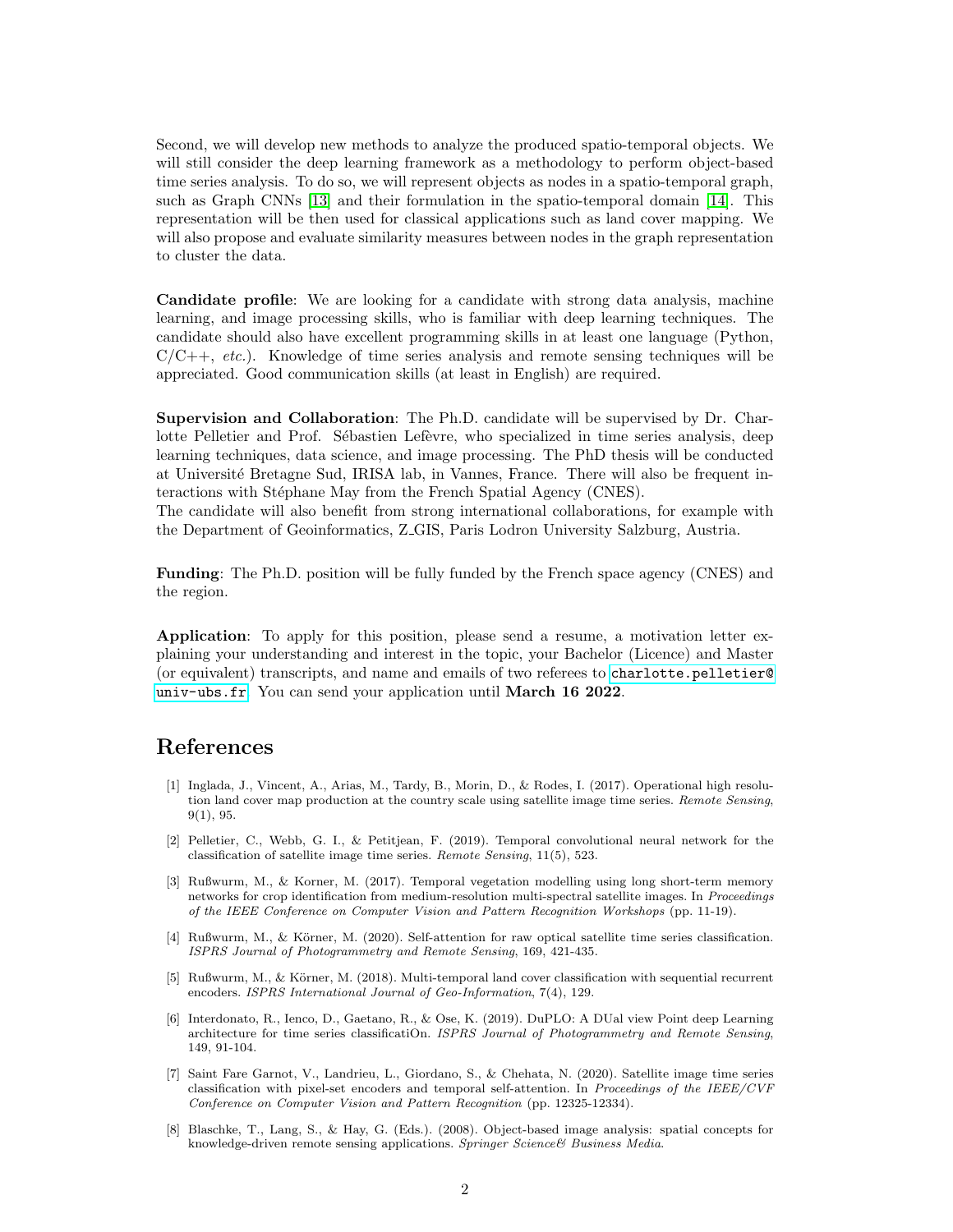Second, we will develop new methods to analyze the produced spatio-temporal objects. We will still consider the deep learning framework as a methodology to perform object-based time series analysis. To do so, we will represent objects as nodes in a spatio-temporal graph, such as Graph CNNs [13] and their formulation in the spatio-temporal domain [14]. This representation will be then used for classical applications such as land cover mapping. We will also propose and evaluate similarity measures between nodes in the graph representation to cluster the data.

**Candidate profile**: We are looking for a candidate with strong data analysis, machine learning, and image processing skills, who is familiar with deep learning techniques. The candidate should also have excellent programming skills in at least one language (Python, C/C++, *etc.*). Knowledge of time series analysis and remote sensing techniques will be appreciated. Good communication skills (at least in English) are required.

**Supervision and Collaboration**: The Ph.D. candidate will be supervised by Dr. Charlotte Pelletier and Prof. Sébastien Lefèvre, who specialized in time series analysis, deep learning techniques, data science, and image processing. The PhD thesis will be conducted at Université Bretagne Sud, IRISA lab, in Vannes, France. There will also be frequent interactions with Stéphane May from the French Spatial Agency (CNES).
The candidate will also benefit from strong international collaborations, for example with the Department of Geoinformatics, Z_GIS, Paris Lodron University Salzburg, Austria.

**Funding**: The Ph.D. position will be fully funded by the French space agency (CNES) and the region.

**Application**: To apply for this position, please send a resume, a motivation letter explaining your understanding and interest in the topic, your Bachelor (Licence) and Master (or equivalent) transcripts, and name and emails of two referees to `charlotte.pelletier@univ-ubs.fr`. You can send your application until **March 16 2022**.

# References

[1] Inglada, J., Vincent, A., Arias, M., Tardy, B., Morin, D., & Rodes, I. (2017). Operational high resolution land cover map production at the country scale using satellite image time series. *Remote Sensing*, 9(1), 95.

[2] Pelletier, C., Webb, G. I., & Petitjean, F. (2019). Temporal convolutional neural network for the classification of satellite image time series. *Remote Sensing*, 11(5), 523.

[3] Rußwurm, M., & Korner, M. (2017). Temporal vegetation modelling using long short-term memory networks for crop identification from medium-resolution multi-spectral satellite images. In *Proceedings of the IEEE Conference on Computer Vision and Pattern Recognition Workshops* (pp. 11-19).

[4] Rußwurm, M., & Körner, M. (2020). Self-attention for raw optical satellite time series classification. *ISPRS Journal of Photogrammetry and Remote Sensing*, 169, 421-435.

[5] Rußwurm, M., & Körner, M. (2018). Multi-temporal land cover classification with sequential recurrent encoders. *ISPRS International Journal of Geo-Information*, 7(4), 129.

[6] Interdonato, R., Ienco, D., Gaetano, R., & Ose, K. (2019). DuPLO: A DUal view Point deep Learning architecture for time series classificatiOn. *ISPRS Journal of Photogrammetry and Remote Sensing*, 149, 91-104.

[7] Saint Fare Garnot, V., Landrieu, L., Giordano, S., & Chehata, N. (2020). Satellite image time series classification with pixel-set encoders and temporal self-attention. In *Proceedings of the IEEE/CVF Conference on Computer Vision and Pattern Recognition* (pp. 12325-12334).

[8] Blaschke, T., Lang, S., & Hay, G. (Eds.). (2008). Object-based image analysis: spatial concepts for knowledge-driven remote sensing applications. *Springer Science& Business Media*.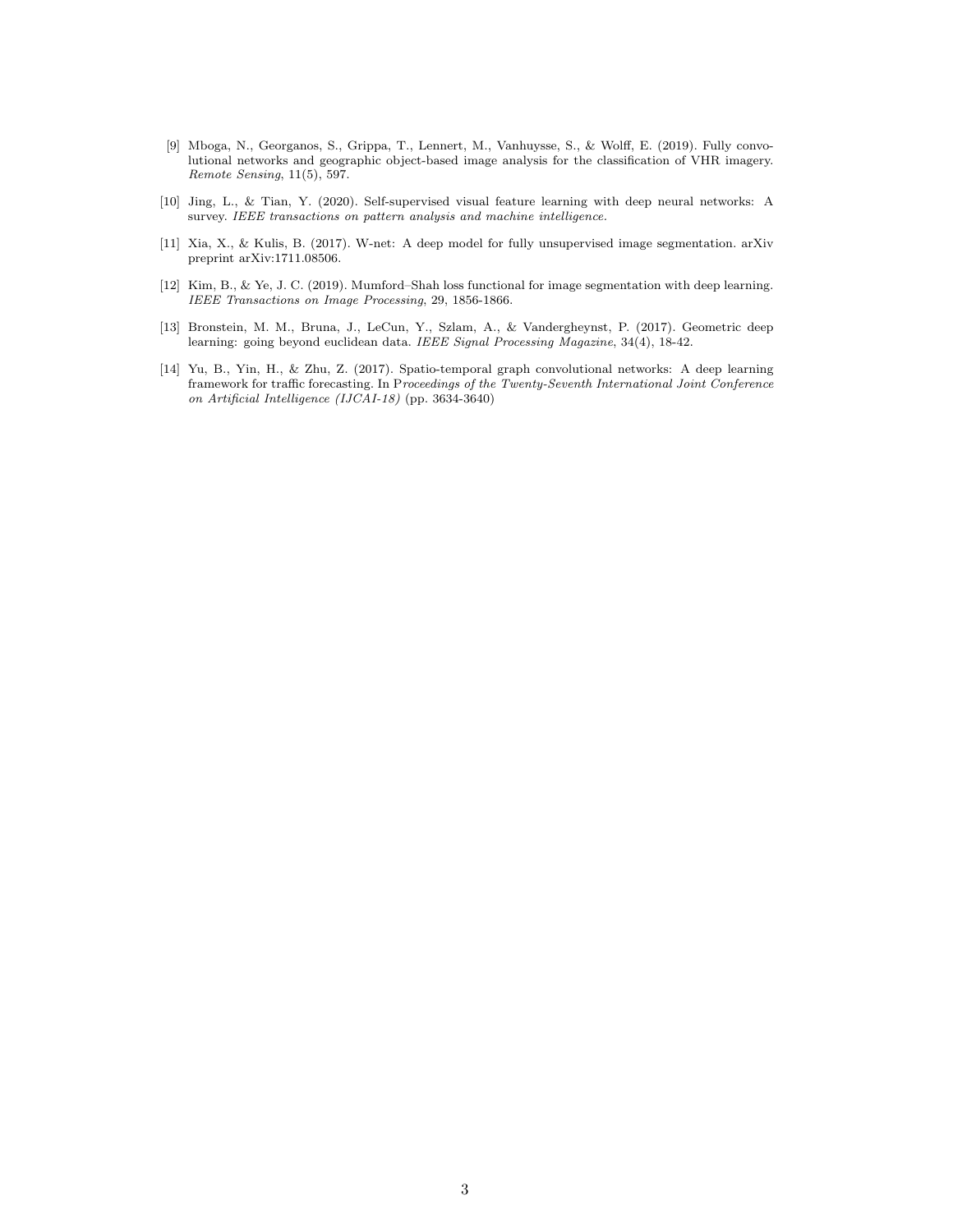[9] Mboga, N., Georganos, S., Grippa, T., Lennert, M., Vanhuysse, S., & Wolff, E. (2019). Fully convolutional networks and geographic object-based image analysis for the classification of VHR imagery. *Remote Sensing*, 11(5), 597.

[10] Jing, L., & Tian, Y. (2020). Self-supervised visual feature learning with deep neural networks: A survey. *IEEE transactions on pattern analysis and machine intelligence.*

[11] Xia, X., & Kulis, B. (2017). W-net: A deep model for fully unsupervised image segmentation. arXiv preprint arXiv:1711.08506.

[12] Kim, B., & Ye, J. C. (2019). Mumford–Shah loss functional for image segmentation with deep learning. *IEEE Transactions on Image Processing*, 29, 1856-1866.

[13] Bronstein, M. M., Bruna, J., LeCun, Y., Szlam, A., & Vandergheynst, P. (2017). Geometric deep learning: going beyond euclidean data. *IEEE Signal Processing Magazine*, 34(4), 18-42.

[14] Yu, B., Yin, H., & Zhu, Z. (2017). Spatio-temporal graph convolutional networks: A deep learning framework for traffic forecasting. In P*roceedings of the Twenty-Seventh International Joint Conference on Artificial Intelligence (IJCAI-18)* (pp. 3634-3640)